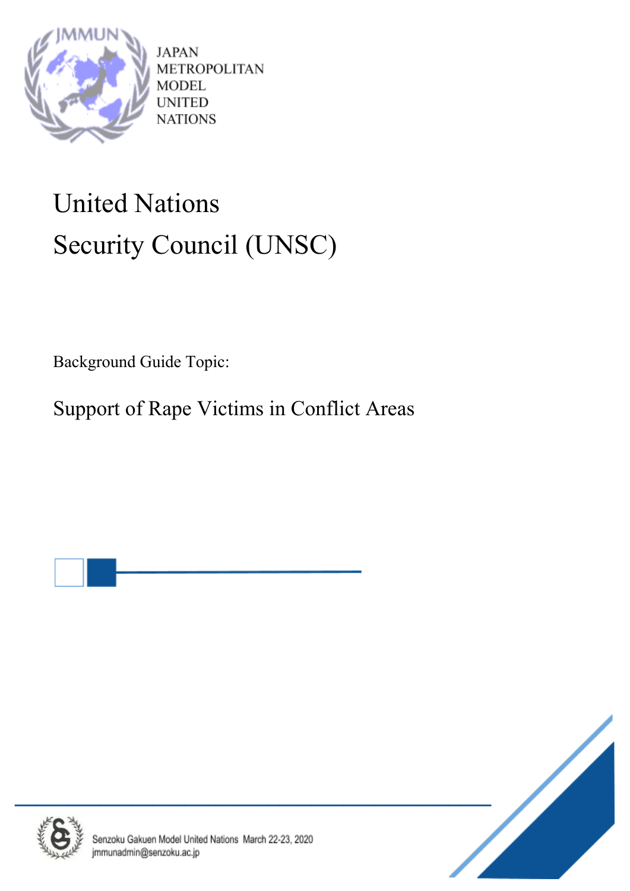JAPAN
METROPOLITAN
MODEL
UNITED
NATIONS

# United Nations
# Security Council (UNSC)

Background Guide Topic:

## Support of Rape Victims in Conflict Areas

Senzoku Gakuen Model United Nations March 22-23, 2020
jmmunadmin@senzoku.ac.jp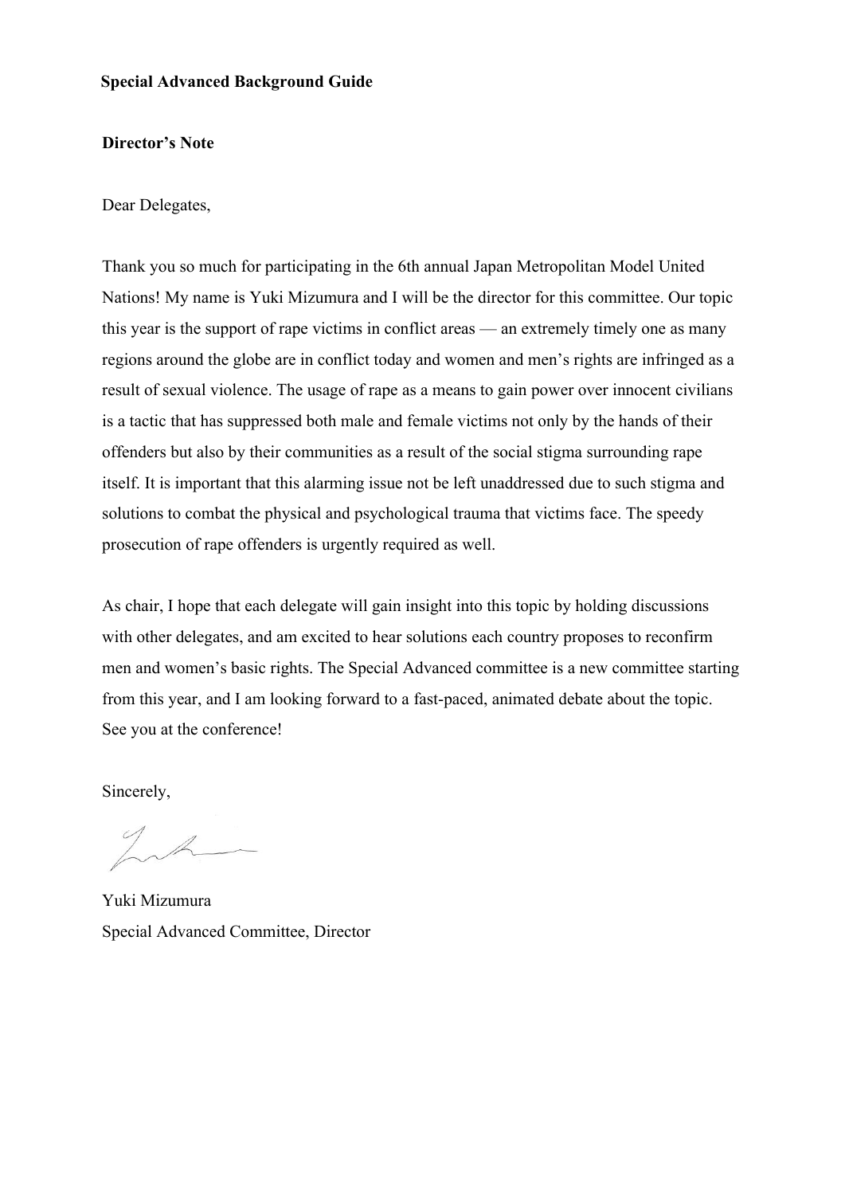**Special Advanced Background Guide**

**Director's Note**

Dear Delegates,

Thank you so much for participating in the 6th annual Japan Metropolitan Model United Nations! My name is Yuki Mizumura and I will be the director for this committee. Our topic this year is the support of rape victims in conflict areas — an extremely timely one as many regions around the globe are in conflict today and women and men's rights are infringed as a result of sexual violence. The usage of rape as a means to gain power over innocent civilians is a tactic that has suppressed both male and female victims not only by the hands of their offenders but also by their communities as a result of the social stigma surrounding rape itself. It is important that this alarming issue not be left unaddressed due to such stigma and solutions to combat the physical and psychological trauma that victims face. The speedy prosecution of rape offenders is urgently required as well.

As chair, I hope that each delegate will gain insight into this topic by holding discussions with other delegates, and am excited to hear solutions each country proposes to reconfirm men and women's basic rights. The Special Advanced committee is a new committee starting from this year, and I am looking forward to a fast-paced, animated debate about the topic. See you at the conference!

Sincerely,

Yuki Mizumura
Special Advanced Committee, Director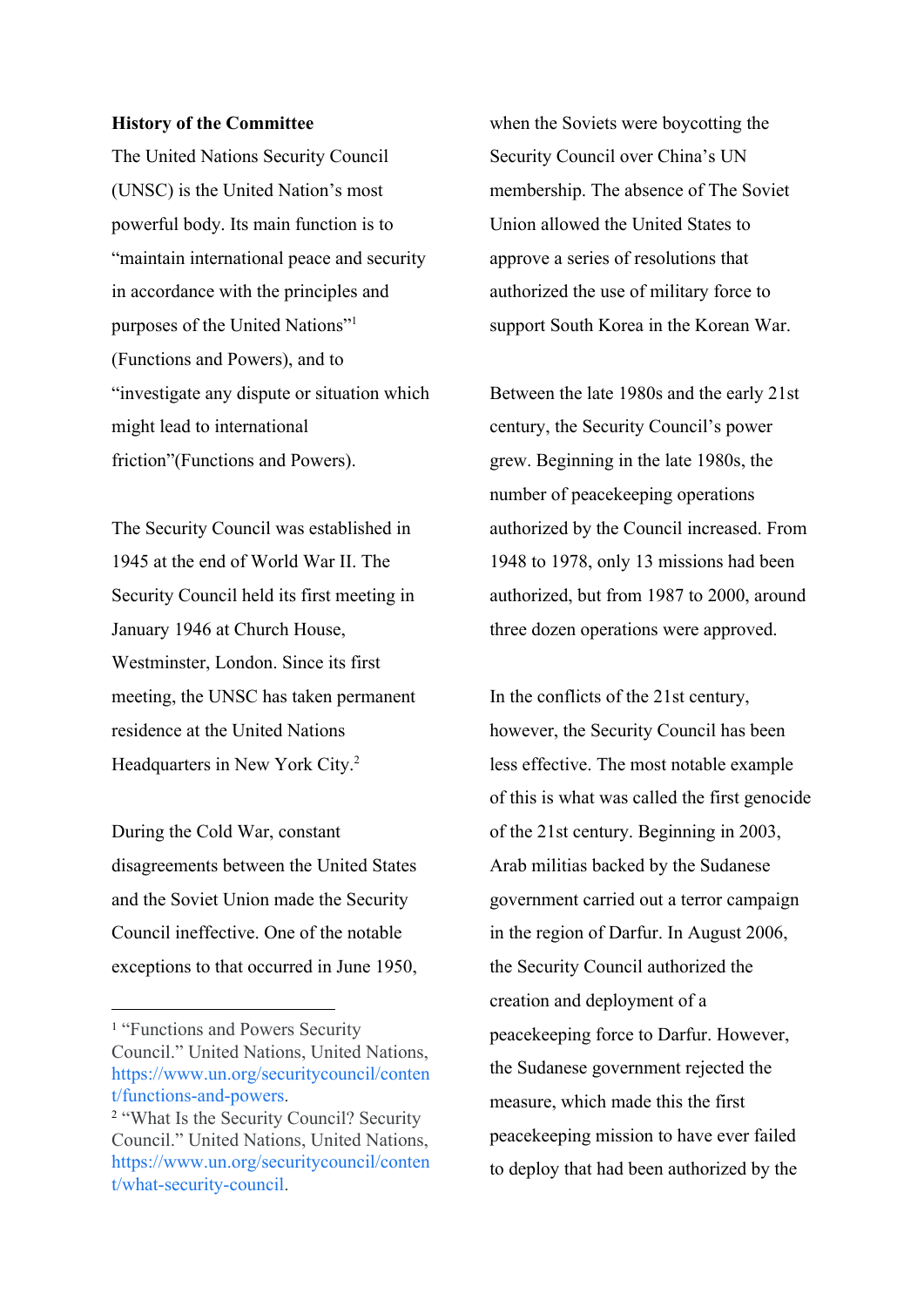**History of the Committee**

The United Nations Security Council (UNSC) is the United Nation's most powerful body. Its main function is to "maintain international peace and security in accordance with the principles and purposes of the United Nations"[1] (Functions and Powers), and to "investigate any dispute or situation which might lead to international friction"(Functions and Powers).

The Security Council was established in 1945 at the end of World War II. The Security Council held its first meeting in January 1946 at Church House, Westminster, London. Since its first meeting, the UNSC has taken permanent residence at the United Nations Headquarters in New York City.[2]

During the Cold War, constant disagreements between the United States and the Soviet Union made the Security Council ineffective. One of the notable exceptions to that occurred in June 1950, when the Soviets were boycotting the Security Council over China's UN membership. The absence of The Soviet Union allowed the United States to approve a series of resolutions that authorized the use of military force to support South Korea in the Korean War.

Between the late 1980s and the early 21st century, the Security Council's power grew. Beginning in the late 1980s, the number of peacekeeping operations authorized by the Council increased. From 1948 to 1978, only 13 missions had been authorized, but from 1987 to 2000, around three dozen operations were approved.

In the conflicts of the 21st century, however, the Security Council has been less effective. The most notable example of this is what was called the first genocide of the 21st century. Beginning in 2003, Arab militias backed by the Sudanese government carried out a terror campaign in the region of Darfur. In August 2006, the Security Council authorized the creation and deployment of a peacekeeping force to Darfur. However, the Sudanese government rejected the measure, which made this the first peacekeeping mission to have ever failed to deploy that had been authorized by the

---

[1] "Functions and Powers Security Council." United Nations, United Nations, https://www.un.org/securitycouncil/content/functions-and-powers.

[2] "What Is the Security Council? Security Council." United Nations, United Nations, https://www.un.org/securitycouncil/content/what-security-council.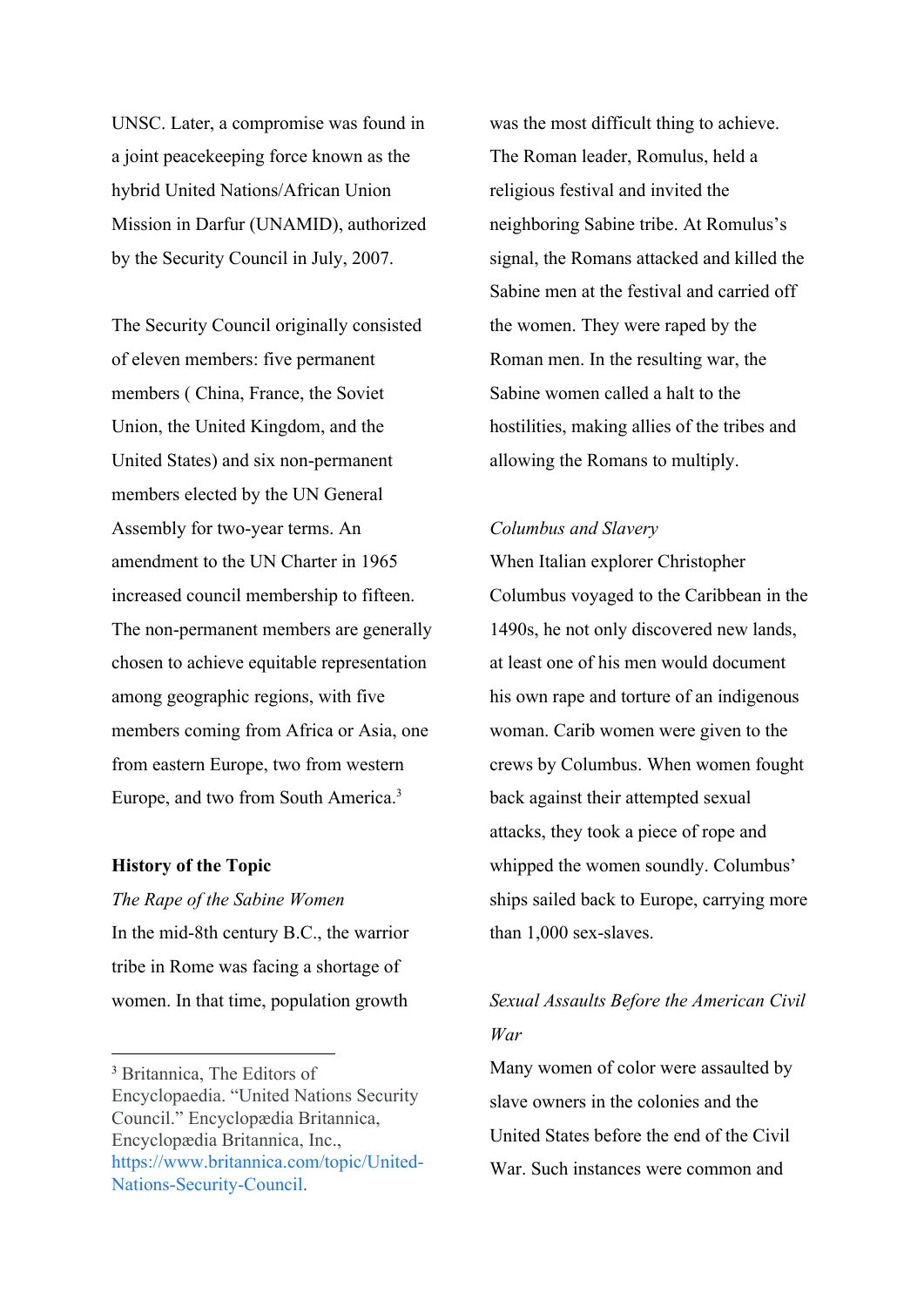UNSC. Later, a compromise was found in a joint peacekeeping force known as the hybrid United Nations/African Union Mission in Darfur (UNAMID), authorized by the Security Council in July, 2007.

The Security Council originally consisted of eleven members: five permanent members ( China, France, the Soviet Union, the United Kingdom, and the United States) and six non-permanent members elected by the UN General Assembly for two-year terms. An amendment to the UN Charter in 1965 increased council membership to fifteen. The non-permanent members are generally chosen to achieve equitable representation among geographic regions, with five members coming from Africa or Asia, one from eastern Europe, two from western Europe, and two from South America.[3]

**History of the Topic**

*The Rape of the Sabine Women*

In the mid-8th century B.C., the warrior tribe in Rome was facing a shortage of women. In that time, population growth was the most difficult thing to achieve. The Roman leader, Romulus, held a religious festival and invited the neighboring Sabine tribe. At Romulus's signal, the Romans attacked and killed the Sabine men at the festival and carried off the women. They were raped by the Roman men. In the resulting war, the Sabine women called a halt to the hostilities, making allies of the tribes and allowing the Romans to multiply.

*Columbus and Slavery*

When Italian explorer Christopher Columbus voyaged to the Caribbean in the 1490s, he not only discovered new lands, at least one of his men would document his own rape and torture of an indigenous woman. Carib women were given to the crews by Columbus. When women fought back against their attempted sexual attacks, they took a piece of rope and whipped the women soundly. Columbus' ships sailed back to Europe, carrying more than 1,000 sex-slaves.

*Sexual Assaults Before the American Civil War*

Many women of color were assaulted by slave owners in the colonies and the United States before the end of the Civil War. Such instances were common and

[3] Britannica, The Editors of Encyclopaedia. "United Nations Security Council." Encyclopædia Britannica, Encyclopædia Britannica, Inc., https://www.britannica.com/topic/United-Nations-Security-Council.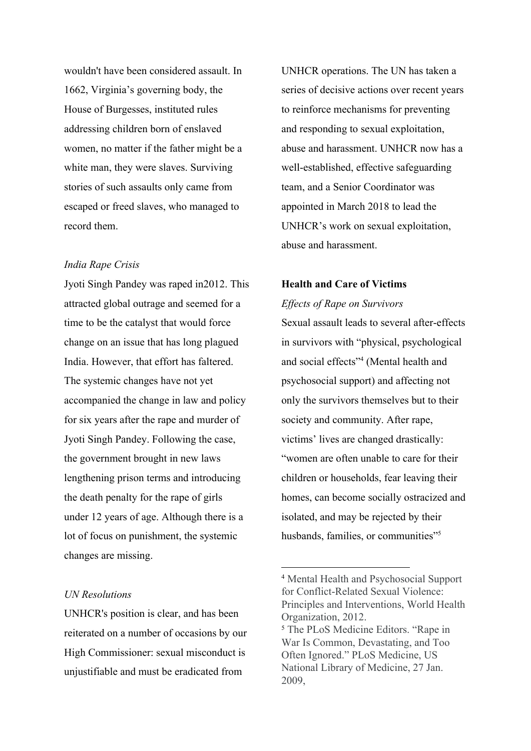wouldn't have been considered assault. In 1662, Virginia's governing body, the House of Burgesses, instituted rules addressing children born of enslaved women, no matter if the father might be a white man, they were slaves. Surviving stories of such assaults only came from escaped or freed slaves, who managed to record them.

*India Rape Crisis*

Jyoti Singh Pandey was raped in2012. This attracted global outrage and seemed for a time to be the catalyst that would force change on an issue that has long plagued India. However, that effort has faltered. The systemic changes have not yet accompanied the change in law and policy for six years after the rape and murder of Jyoti Singh Pandey. Following the case, the government brought in new laws lengthening prison terms and introducing the death penalty for the rape of girls under 12 years of age. Although there is a lot of focus on punishment, the systemic changes are missing.

*UN Resolutions*

UNHCR's position is clear, and has been reiterated on a number of occasions by our High Commissioner: sexual misconduct is unjustifiable and must be eradicated from UNHCR operations. The UN has taken a series of decisive actions over recent years to reinforce mechanisms for preventing and responding to sexual exploitation, abuse and harassment. UNHCR now has a well-established, effective safeguarding team, and a Senior Coordinator was appointed in March 2018 to lead the UNHCR's work on sexual exploitation, abuse and harassment.

**Health and Care of Victims**

*Effects of Rape on Survivors*

Sexual assault leads to several after-effects in survivors with "physical, psychological and social effects"[4] (Mental health and psychosocial support) and affecting not only the survivors themselves but to their society and community. After rape, victims' lives are changed drastically: "women are often unable to care for their children or households, fear leaving their homes, can become socially ostracized and isolated, and may be rejected by their husbands, families, or communities"[5]

---

[4] Mental Health and Psychosocial Support for Conflict-Related Sexual Violence: Principles and Interventions, World Health Organization, 2012.

[5] The PLoS Medicine Editors. "Rape in War Is Common, Devastating, and Too Often Ignored." PLoS Medicine, US National Library of Medicine, 27 Jan. 2009,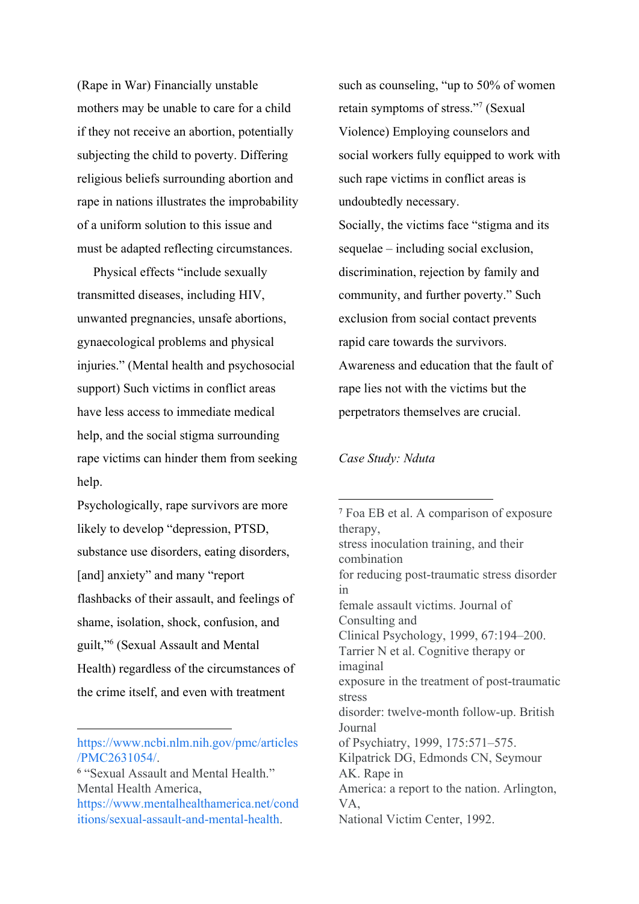(Rape in War) Financially unstable mothers may be unable to care for a child if they not receive an abortion, potentially subjecting the child to poverty. Differing religious beliefs surrounding abortion and rape in nations illustrates the improbability of a uniform solution to this issue and must be adapted reflecting circumstances.

Physical effects "include sexually transmitted diseases, including HIV, unwanted pregnancies, unsafe abortions, gynaecological problems and physical injuries." (Mental health and psychosocial support) Such victims in conflict areas have less access to immediate medical help, and the social stigma surrounding rape victims can hinder them from seeking help.

Psychologically, rape survivors are more likely to develop "depression, PTSD, substance use disorders, eating disorders, [and] anxiety" and many "report flashbacks of their assault, and feelings of shame, isolation, shock, confusion, and guilt,"[6] (Sexual Assault and Mental Health) regardless of the circumstances of the crime itself, and even with treatment such as counseling, "up to 50% of women retain symptoms of stress."[7] (Sexual Violence) Employing counselors and social workers fully equipped to work with such rape victims in conflict areas is undoubtedly necessary.

Socially, the victims face "stigma and its sequelae – including social exclusion, discrimination, rejection by family and community, and further poverty." Such exclusion from social contact prevents rapid care towards the survivors. Awareness and education that the fault of rape lies not with the victims but the perpetrators themselves are crucial.

*Case Study: Nduta*

---

https://www.ncbi.nlm.nih.gov/pmc/articles/PMC2631054/.

[6] "Sexual Assault and Mental Health." Mental Health America, https://www.mentalhealthamerica.net/conditions/sexual-assault-and-mental-health.

[7] Foa EB et al. A comparison of exposure therapy, stress inoculation training, and their combination for reducing post-traumatic stress disorder in female assault victims. Journal of Consulting and Clinical Psychology, 1999, 67:194–200. Tarrier N et al. Cognitive therapy or imaginal exposure in the treatment of post-traumatic stress disorder: twelve-month follow-up. British Journal of Psychiatry, 1999, 175:571–575. Kilpatrick DG, Edmonds CN, Seymour AK. Rape in America: a report to the nation. Arlington, VA, National Victim Center, 1992.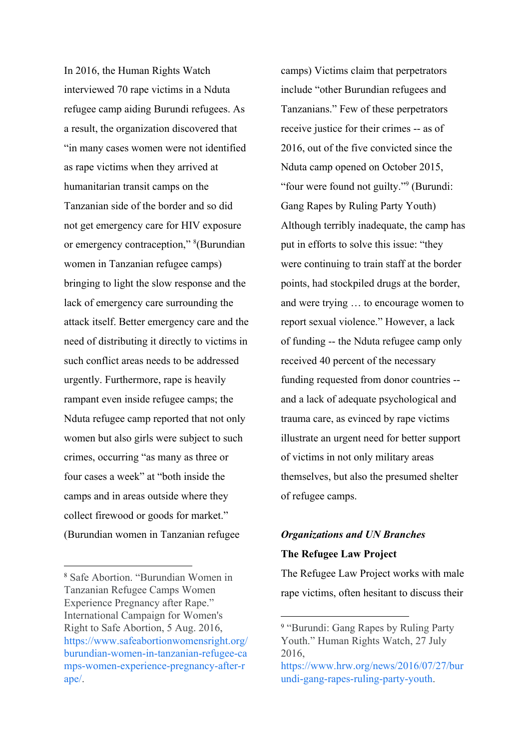In 2016, the Human Rights Watch interviewed 70 rape victims in a Nduta refugee camp aiding Burundi refugees. As a result, the organization discovered that "in many cases women were not identified as rape victims when they arrived at humanitarian transit camps on the Tanzanian side of the border and so did not get emergency care for HIV exposure or emergency contraception," [8](Burundian women in Tanzanian refugee camps) bringing to light the slow response and the lack of emergency care surrounding the attack itself. Better emergency care and the need of distributing it directly to victims in such conflict areas needs to be addressed urgently. Furthermore, rape is heavily rampant even inside refugee camps; the Nduta refugee camp reported that not only women but also girls were subject to such crimes, occurring "as many as three or four cases a week" at "both inside the camps and in areas outside where they collect firewood or goods for market." (Burundian women in Tanzanian refugee camps) Victims claim that perpetrators include "other Burundian refugees and Tanzanians." Few of these perpetrators receive justice for their crimes -- as of 2016, out of the five convicted since the Nduta camp opened on October 2015, "four were found not guilty."[9] (Burundi: Gang Rapes by Ruling Party Youth) Although terribly inadequate, the camp has put in efforts to solve this issue: "they were continuing to train staff at the border points, had stockpiled drugs at the border, and were trying … to encourage women to report sexual violence." However, a lack of funding -- the Nduta refugee camp only received 40 percent of the necessary funding requested from donor countries -- and a lack of adequate psychological and trauma care, as evinced by rape victims illustrate an urgent need for better support of victims in not only military areas themselves, but also the presumed shelter of refugee camps.

***Organizations and UN Branches***

**The Refugee Law Project**

The Refugee Law Project works with male rape victims, often hesitant to discuss their

---

[8] Safe Abortion. "Burundian Women in Tanzanian Refugee Camps Women Experience Pregnancy after Rape." International Campaign for Women's Right to Safe Abortion, 5 Aug. 2016, https://www.safeabortionwomensright.org/burundian-women-in-tanzanian-refugee-camps-women-experience-pregnancy-after-rape/.

[9] "Burundi: Gang Rapes by Ruling Party Youth." Human Rights Watch, 27 July 2016, https://www.hrw.org/news/2016/07/27/burundi-gang-rapes-ruling-party-youth.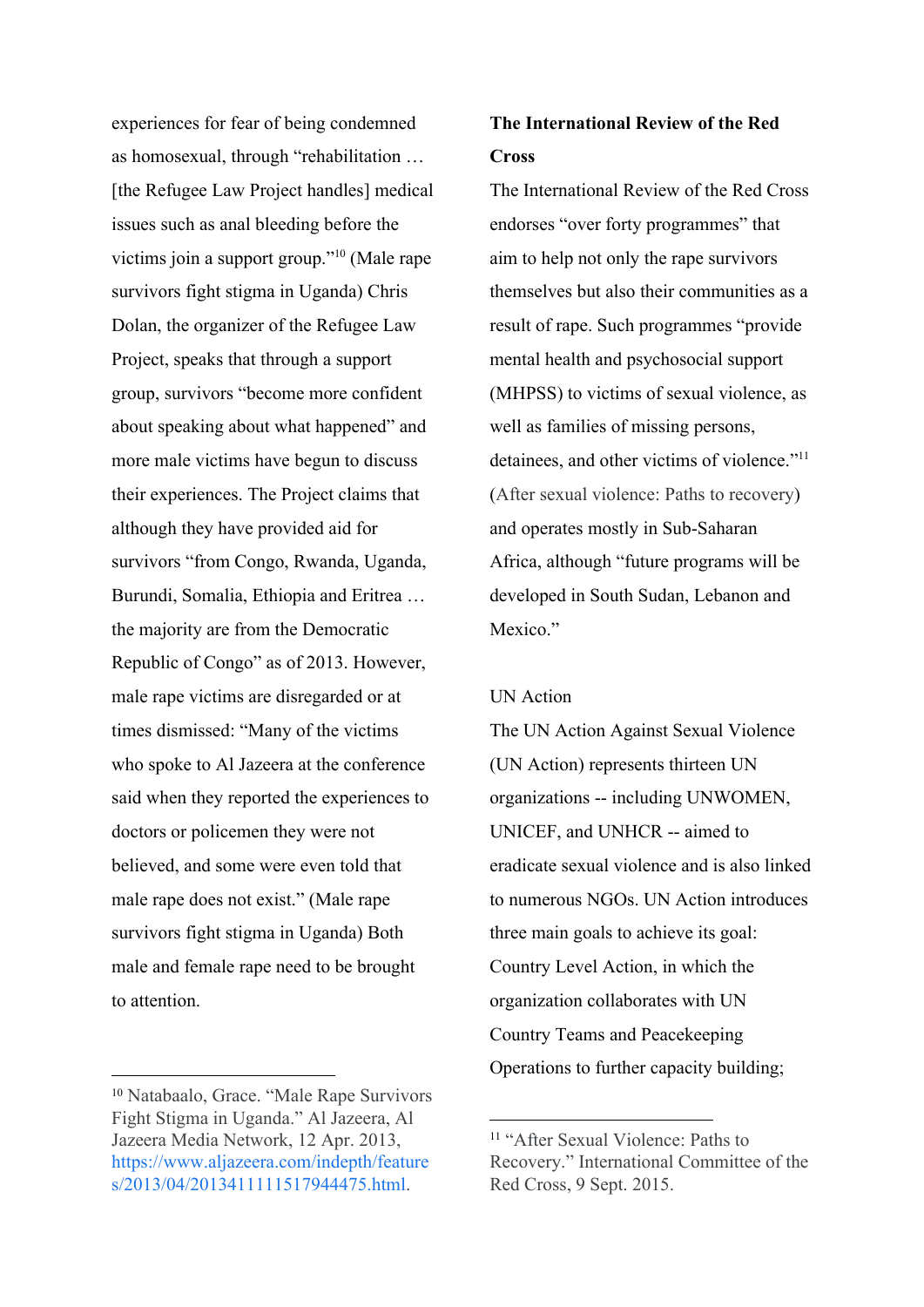experiences for fear of being condemned as homosexual, through "rehabilitation … [the Refugee Law Project handles] medical issues such as anal bleeding before the victims join a support group."[10] (Male rape survivors fight stigma in Uganda) Chris Dolan, the organizer of the Refugee Law Project, speaks that through a support group, survivors "become more confident about speaking about what happened" and more male victims have begun to discuss their experiences. The Project claims that although they have provided aid for survivors "from Congo, Rwanda, Uganda, Burundi, Somalia, Ethiopia and Eritrea … the majority are from the Democratic Republic of Congo" as of 2013. However, male rape victims are disregarded or at times dismissed: "Many of the victims who spoke to Al Jazeera at the conference said when they reported the experiences to doctors or policemen they were not believed, and some were even told that male rape does not exist." (Male rape survivors fight stigma in Uganda) Both male and female rape need to be brought to attention.

**The International Review of the Red Cross**

The International Review of the Red Cross endorses "over forty programmes" that aim to help not only the rape survivors themselves but also their communities as a result of rape. Such programmes "provide mental health and psychosocial support (MHPSS) to victims of sexual violence, as well as families of missing persons, detainees, and other victims of violence."[11] (After sexual violence: Paths to recovery) and operates mostly in Sub-Saharan Africa, although "future programs will be developed in South Sudan, Lebanon and Mexico."

UN Action

The UN Action Against Sexual Violence (UN Action) represents thirteen UN organizations -- including UNWOMEN, UNICEF, and UNHCR -- aimed to eradicate sexual violence and is also linked to numerous NGOs. UN Action introduces three main goals to achieve its goal: Country Level Action, in which the organization collaborates with UN Country Teams and Peacekeeping Operations to further capacity building;

---

[10] Natabaalo, Grace. "Male Rape Survivors Fight Stigma in Uganda." Al Jazeera, Al Jazeera Media Network, 12 Apr. 2013, https://www.aljazeera.com/indepth/features/2013/04/201341111517944475.html.

[11] "After Sexual Violence: Paths to Recovery." International Committee of the Red Cross, 9 Sept. 2015.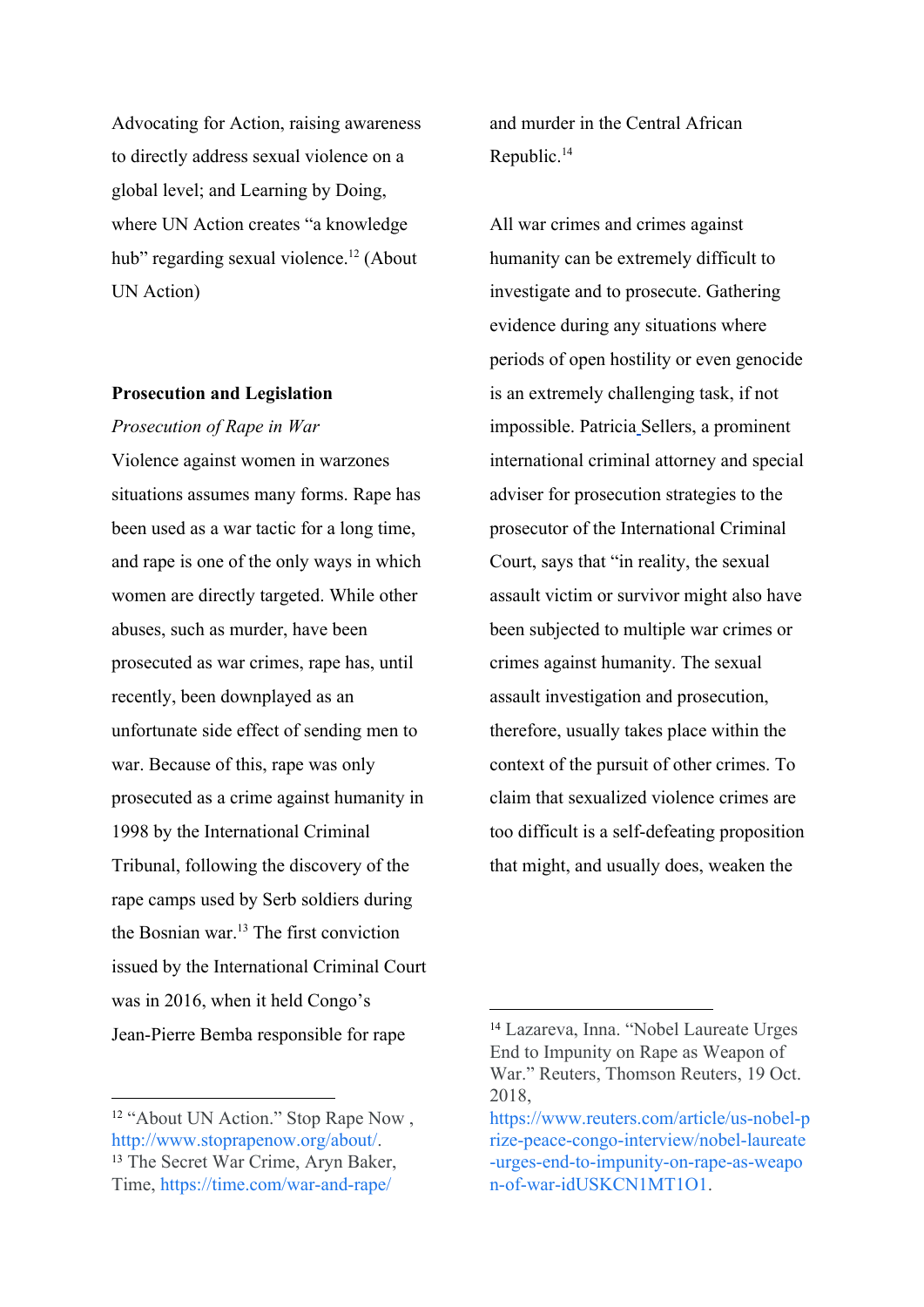Advocating for Action, raising awareness to directly address sexual violence on a global level; and Learning by Doing, where UN Action creates "a knowledge hub" regarding sexual violence.[12] (About UN Action)

**Prosecution and Legislation**

*Prosecution of Rape in War*

Violence against women in warzones situations assumes many forms. Rape has been used as a war tactic for a long time, and rape is one of the only ways in which women are directly targeted. While other abuses, such as murder, have been prosecuted as war crimes, rape has, until recently, been downplayed as an unfortunate side effect of sending men to war. Because of this, rape was only prosecuted as a crime against humanity in 1998 by the International Criminal Tribunal, following the discovery of the rape camps used by Serb soldiers during the Bosnian war.[13] The first conviction issued by the International Criminal Court was in 2016, when it held Congo's Jean-Pierre Bemba responsible for rape and murder in the Central African Republic.[14]

All war crimes and crimes against humanity can be extremely difficult to investigate and to prosecute. Gathering evidence during any situations where periods of open hostility or even genocide is an extremely challenging task, if not impossible. Patricia Sellers, a prominent international criminal attorney and special adviser for prosecution strategies to the prosecutor of the International Criminal Court, says that "in reality, the sexual assault victim or survivor might also have been subjected to multiple war crimes or crimes against humanity. The sexual assault investigation and prosecution, therefore, usually takes place within the context of the pursuit of other crimes. To claim that sexualized violence crimes are too difficult is a self-defeating proposition that might, and usually does, weaken the

---

[12] "About UN Action." Stop Rape Now , http://www.stoprapenow.org/about/.

[13] The Secret War Crime, Aryn Baker, Time, https://time.com/war-and-rape/

[14] Lazareva, Inna. "Nobel Laureate Urges End to Impunity on Rape as Weapon of War." Reuters, Thomson Reuters, 19 Oct. 2018, https://www.reuters.com/article/us-nobel-prize-peace-congo-interview/nobel-laureate-urges-end-to-impunity-on-rape-as-weapon-of-war-idUSKCN1MT1O1.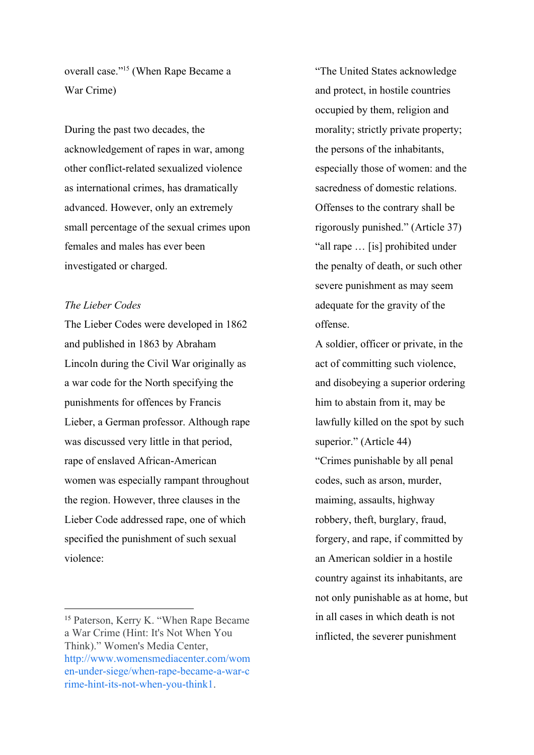overall case."[15] (When Rape Became a War Crime)

During the past two decades, the acknowledgement of rapes in war, among other conflict-related sexualized violence as international crimes, has dramatically advanced. However, only an extremely small percentage of the sexual crimes upon females and males has ever been investigated or charged.

*The Lieber Codes*

The Lieber Codes were developed in 1862 and published in 1863 by Abraham Lincoln during the Civil War originally as a war code for the North specifying the punishments for offences by Francis Lieber, a German professor. Although rape was discussed very little in that period, rape of enslaved African-American women was especially rampant throughout the region. However, three clauses in the Lieber Code addressed rape, one of which specified the punishment of such sexual violence:

"The United States acknowledge and protect, in hostile countries occupied by them, religion and morality; strictly private property; the persons of the inhabitants, especially those of women: and the sacredness of domestic relations. Offenses to the contrary shall be rigorously punished." (Article 37)

"all rape … [is] prohibited under the penalty of death, or such other severe punishment as may seem adequate for the gravity of the offense.

A soldier, officer or private, in the act of committing such violence, and disobeying a superior ordering him to abstain from it, may be lawfully killed on the spot by such superior." (Article 44)

"Crimes punishable by all penal codes, such as arson, murder, maiming, assaults, highway robbery, theft, burglary, fraud, forgery, and rape, if committed by an American soldier in a hostile country against its inhabitants, are not only punishable as at home, but in all cases in which death is not inflicted, the severer punishment

[15] Paterson, Kerry K. "When Rape Became a War Crime (Hint: It's Not When You Think)." Women's Media Center, http://www.womensmediacenter.com/women-under-siege/when-rape-became-a-war-crime-hint-its-not-when-you-think1.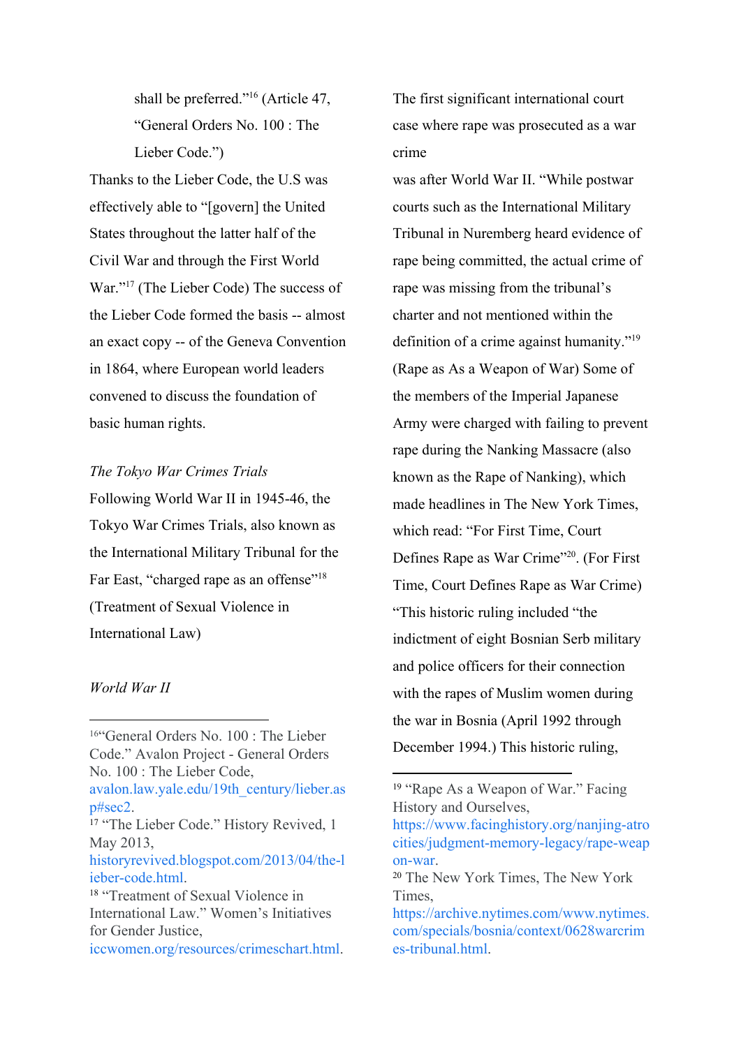shall be preferred."[16] (Article 47, "General Orders No. 100 : The Lieber Code.")

Thanks to the Lieber Code, the U.S was effectively able to "[govern] the United States throughout the latter half of the Civil War and through the First World War."[17] (The Lieber Code) The success of the Lieber Code formed the basis -- almost an exact copy -- of the Geneva Convention in 1864, where European world leaders convened to discuss the foundation of basic human rights.

*The Tokyo War Crimes Trials*

Following World War II in 1945-46, the Tokyo War Crimes Trials, also known as the International Military Tribunal for the Far East, "charged rape as an offense"[18] (Treatment of Sexual Violence in International Law)

*World War II*

The first significant international court case where rape was prosecuted as a war crime

was after World War II. "While postwar courts such as the International Military Tribunal in Nuremberg heard evidence of rape being committed, the actual crime of rape was missing from the tribunal's charter and not mentioned within the definition of a crime against humanity."[19] (Rape as As a Weapon of War) Some of the members of the Imperial Japanese Army were charged with failing to prevent rape during the Nanking Massacre (also known as the Rape of Nanking), which made headlines in The New York Times, which read: "For First Time, Court Defines Rape as War Crime"[20]. (For First Time, Court Defines Rape as War Crime) "This historic ruling included "the indictment of eight Bosnian Serb military and police officers for their connection with the rapes of Muslim women during the war in Bosnia (April 1992 through December 1994.) This historic ruling,

---

[16] "General Orders No. 100 : The Lieber Code." Avalon Project - General Orders No. 100 : The Lieber Code, avalon.law.yale.edu/19th_century/lieber.asp#sec2.

[17] "The Lieber Code." History Revived, 1 May 2013, historyrevived.blogspot.com/2013/04/the-lieber-code.html.

[18] "Treatment of Sexual Violence in International Law." Women's Initiatives for Gender Justice, iccwomen.org/resources/crimeschart.html.

[19] "Rape As a Weapon of War." Facing History and Ourselves, https://www.facinghistory.org/nanjing-atrocities/judgment-memory-legacy/rape-weapon-war.

[20] The New York Times, The New York Times, https://archive.nytimes.com/www.nytimes.com/specials/bosnia/context/0628warcrimes-tribunal.html.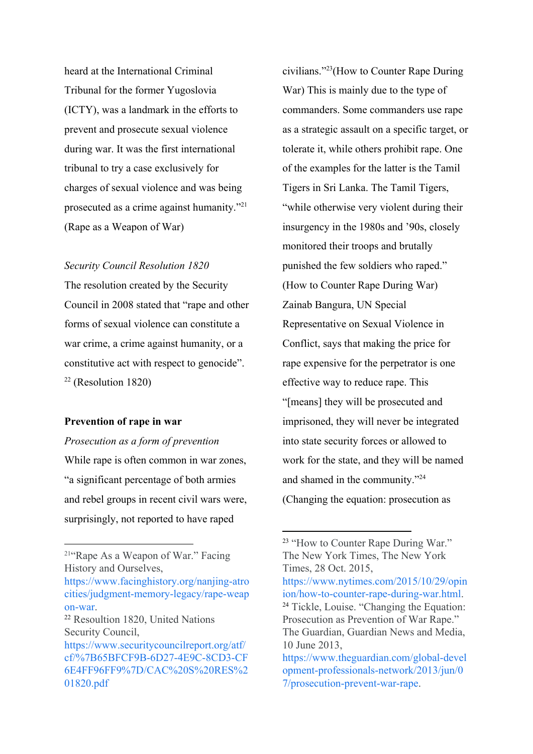heard at the International Criminal Tribunal for the former Yugoslavia (ICTY), was a landmark in the efforts to prevent and prosecute sexual violence during war. It was the first international tribunal to try a case exclusively for charges of sexual violence and was being prosecuted as a crime against humanity."[21] (Rape as a Weapon of War)

*Security Council Resolution 1820*

The resolution created by the Security Council in 2008 stated that "rape and other forms of sexual violence can constitute a war crime, a crime against humanity, or a constitutive act with respect to genocide". [22] (Resolution 1820)

**Prevention of rape in war**

*Prosecution as a form of prevention*

While rape is often common in war zones, "a significant percentage of both armies and rebel groups in recent civil wars were, surprisingly, not reported to have raped civilians."[23](How to Counter Rape During War) This is mainly due to the type of commanders. Some commanders use rape as a strategic assault on a specific target, or tolerate it, while others prohibit rape. One of the examples for the latter is the Tamil Tigers in Sri Lanka. The Tamil Tigers, "while otherwise very violent during their insurgency in the 1980s and '90s, closely monitored their troops and brutally punished the few soldiers who raped." (How to Counter Rape During War) Zainab Bangura, UN Special Representative on Sexual Violence in Conflict, says that making the price for rape expensive for the perpetrator is one effective way to reduce rape. This "[means] they will be prosecuted and imprisoned, they will never be integrated into state security forces or allowed to work for the state, and they will be named and shamed in the community."[24] (Changing the equation: prosecution as

---

[21] "Rape As a Weapon of War." Facing History and Ourselves, https://www.facinghistory.org/nanjing-atrocities/judgment-memory-legacy/rape-weapon-war.

[22] Resoultion 1820, United Nations Security Council, https://www.securitycouncilreport.org/atf/cf/%7B65BFCF9B-6D27-4E9C-8CD3-CF6E4FF96FF9%7D/CAC%20S%20RES%201820.pdf

[23] "How to Counter Rape During War." The New York Times, The New York Times, 28 Oct. 2015, https://www.nytimes.com/2015/10/29/opinion/how-to-counter-rape-during-war.html.

[24] Tickle, Louise. "Changing the Equation: Prosecution as Prevention of War Rape." The Guardian, Guardian News and Media, 10 June 2013, https://www.theguardian.com/global-development-professionals-network/2013/jun/07/prosecution-prevent-war-rape.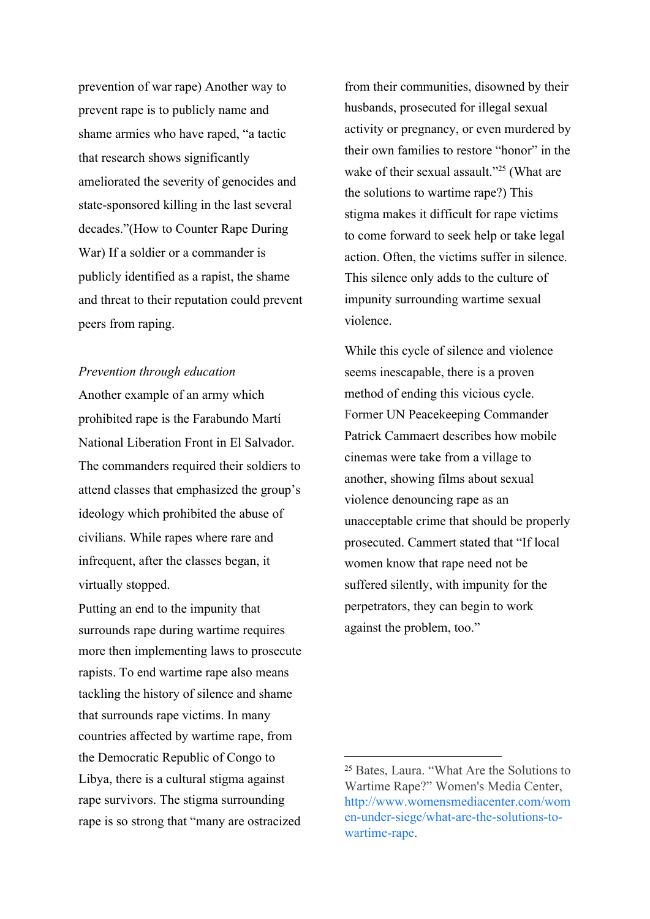prevention of war rape) Another way to prevent rape is to publicly name and shame armies who have raped, "a tactic that research shows significantly ameliorated the severity of genocides and state-sponsored killing in the last several decades."(How to Counter Rape During War) If a soldier or a commander is publicly identified as a rapist, the shame and threat to their reputation could prevent peers from raping.

*Prevention through education*

Another example of an army which prohibited rape is the Farabundo Martí National Liberation Front in El Salvador. The commanders required their soldiers to attend classes that emphasized the group's ideology which prohibited the abuse of civilians. While rapes where rare and infrequent, after the classes began, it virtually stopped.

Putting an end to the impunity that surrounds rape during wartime requires more then implementing laws to prosecute rapists. To end wartime rape also means tackling the history of silence and shame that surrounds rape victims. In many countries affected by wartime rape, from the Democratic Republic of Congo to Libya, there is a cultural stigma against rape survivors. The stigma surrounding rape is so strong that "many are ostracized from their communities, disowned by their husbands, prosecuted for illegal sexual activity or pregnancy, or even murdered by their own families to restore "honor" in the wake of their sexual assault."[25] (What are the solutions to wartime rape?) This stigma makes it difficult for rape victims to come forward to seek help or take legal action. Often, the victims suffer in silence. This silence only adds to the culture of impunity surrounding wartime sexual violence.

While this cycle of silence and violence seems inescapable, there is a proven method of ending this vicious cycle. Former UN Peacekeeping Commander Patrick Cammaert describes how mobile cinemas were take from a village to another, showing films about sexual violence denouncing rape as an unacceptable crime that should be properly prosecuted. Cammert stated that "If local women know that rape need not be suffered silently, with impunity for the perpetrators, they can begin to work against the problem, too."

---

[25] Bates, Laura. "What Are the Solutions to Wartime Rape?" Women's Media Center, http://www.womensmediacenter.com/women-under-siege/what-are-the-solutions-to-wartime-rape.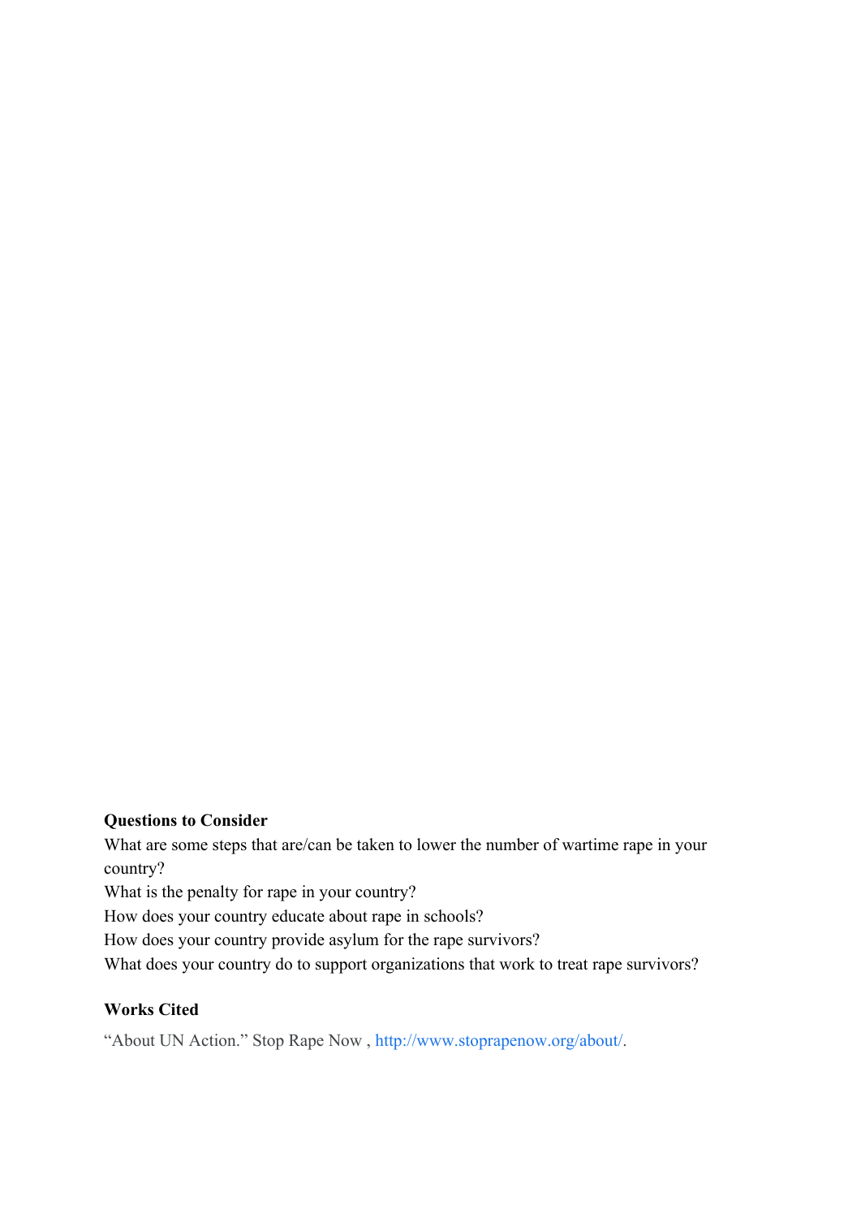**Questions to Consider**

What are some steps that are/can be taken to lower the number of wartime rape in your country?

What is the penalty for rape in your country?

How does your country educate about rape in schools?

How does your country provide asylum for the rape survivors?

What does your country do to support organizations that work to treat rape survivors?

**Works Cited**

"About UN Action." Stop Rape Now , http://www.stoprapenow.org/about/.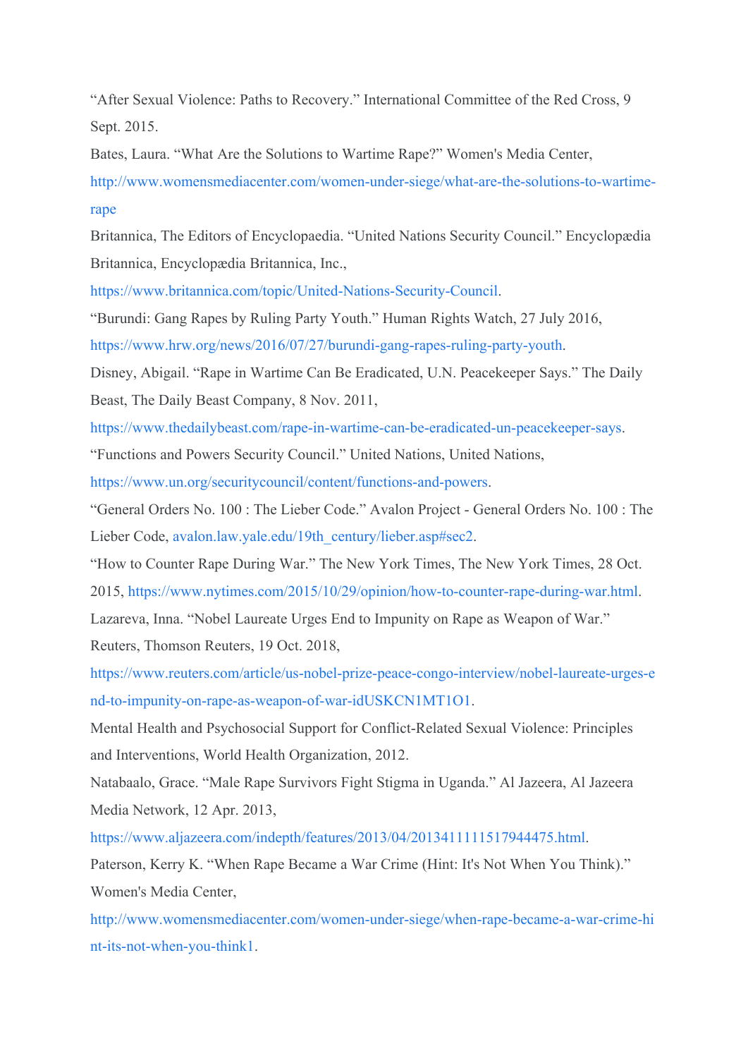“After Sexual Violence: Paths to Recovery.” International Committee of the Red Cross, 9 Sept. 2015.

Bates, Laura. “What Are the Solutions to Wartime Rape?” Women's Media Center, http://www.womensmediacenter.com/women-under-siege/what-are-the-solutions-to-wartime-rape

Britannica, The Editors of Encyclopaedia. “United Nations Security Council.” Encyclopædia Britannica, Encyclopædia Britannica, Inc., https://www.britannica.com/topic/United-Nations-Security-Council.

“Burundi: Gang Rapes by Ruling Party Youth.” Human Rights Watch, 27 July 2016, https://www.hrw.org/news/2016/07/27/burundi-gang-rapes-ruling-party-youth.

Disney, Abigail. “Rape in Wartime Can Be Eradicated, U.N. Peacekeeper Says.” The Daily Beast, The Daily Beast Company, 8 Nov. 2011, https://www.thedailybeast.com/rape-in-wartime-can-be-eradicated-un-peacekeeper-says.

“Functions and Powers Security Council.” United Nations, United Nations, https://www.un.org/securitycouncil/content/functions-and-powers.

“General Orders No. 100 : The Lieber Code.” Avalon Project - General Orders No. 100 : The Lieber Code, avalon.law.yale.edu/19th_century/lieber.asp#sec2.

“How to Counter Rape During War.” The New York Times, The New York Times, 28 Oct. 2015, https://www.nytimes.com/2015/10/29/opinion/how-to-counter-rape-during-war.html.

Lazareva, Inna. “Nobel Laureate Urges End to Impunity on Rape as Weapon of War.” Reuters, Thomson Reuters, 19 Oct. 2018, https://www.reuters.com/article/us-nobel-prize-peace-congo-interview/nobel-laureate-urges-end-to-impunity-on-rape-as-weapon-of-war-idUSKCN1MT1O1.

Mental Health and Psychosocial Support for Conflict-Related Sexual Violence: Principles and Interventions, World Health Organization, 2012.

Natabaalo, Grace. “Male Rape Survivors Fight Stigma in Uganda.” Al Jazeera, Al Jazeera Media Network, 12 Apr. 2013, https://www.aljazeera.com/indepth/features/2013/04/201341111517944475.html.

Paterson, Kerry K. “When Rape Became a War Crime (Hint: It's Not When You Think).” Women's Media Center, http://www.womensmediacenter.com/women-under-siege/when-rape-became-a-war-crime-hint-its-not-when-you-think1.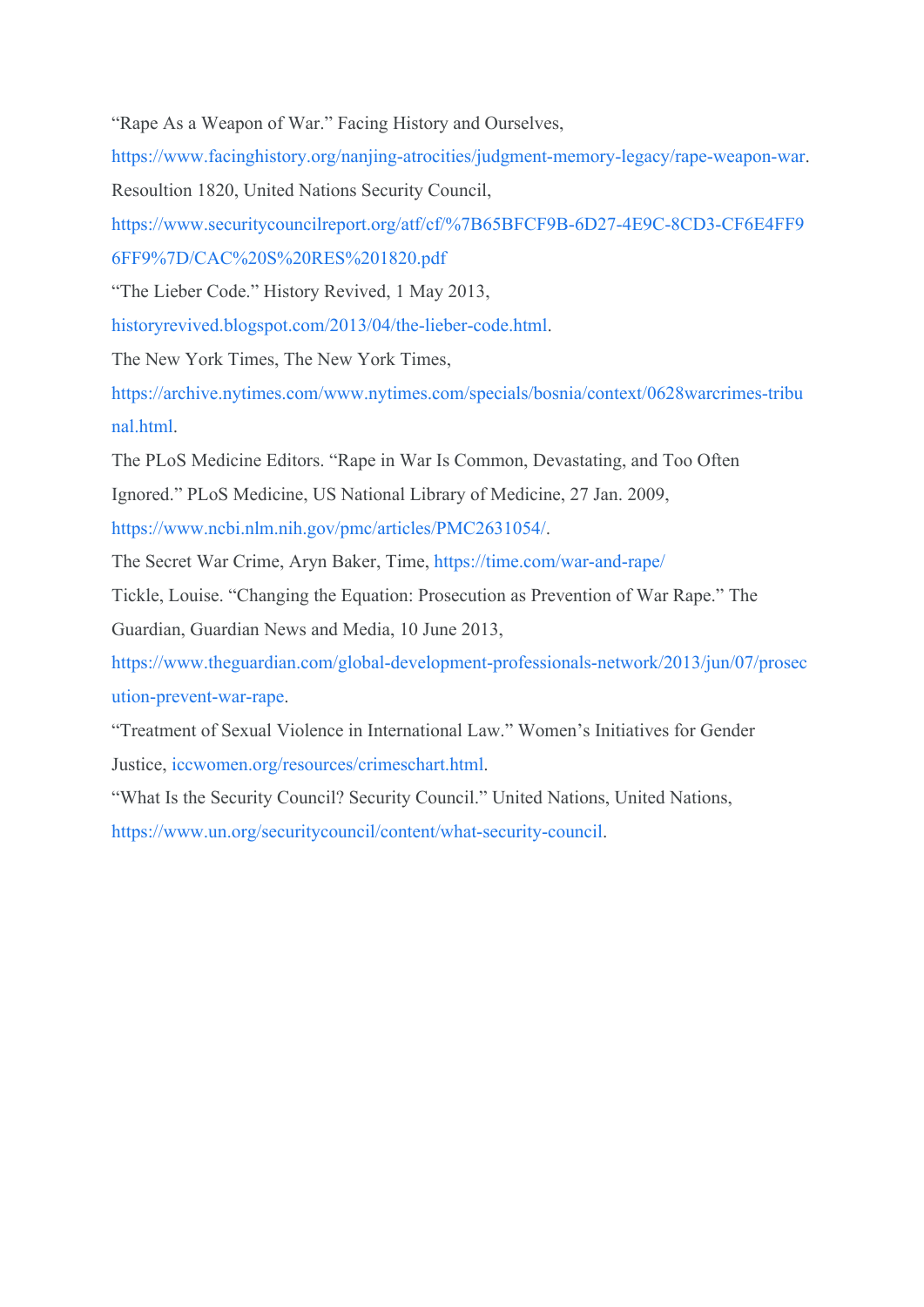"Rape As a Weapon of War." Facing History and Ourselves, https://www.facinghistory.org/nanjing-atrocities/judgment-memory-legacy/rape-weapon-war.

Resoultion 1820, United Nations Security Council, https://www.securitycouncilreport.org/atf/cf/%7B65BFCF9B-6D27-4E9C-8CD3-CF6E4FF96FF9%7D/CAC%20S%20RES%201820.pdf

"The Lieber Code." History Revived, 1 May 2013, historyrevived.blogspot.com/2013/04/the-lieber-code.html.

The New York Times, The New York Times, https://archive.nytimes.com/www.nytimes.com/specials/bosnia/context/0628warcrimes-tribunal.html.

The PLoS Medicine Editors. "Rape in War Is Common, Devastating, and Too Often Ignored." PLoS Medicine, US National Library of Medicine, 27 Jan. 2009, https://www.ncbi.nlm.nih.gov/pmc/articles/PMC2631054/.

The Secret War Crime, Aryn Baker, Time, https://time.com/war-and-rape/

Tickle, Louise. "Changing the Equation: Prosecution as Prevention of War Rape." The Guardian, Guardian News and Media, 10 June 2013, https://www.theguardian.com/global-development-professionals-network/2013/jun/07/prosecution-prevent-war-rape.

"Treatment of Sexual Violence in International Law." Women's Initiatives for Gender Justice, iccwomen.org/resources/crimeschart.html.

"What Is the Security Council? Security Council." United Nations, United Nations, https://www.un.org/securitycouncil/content/what-security-council.